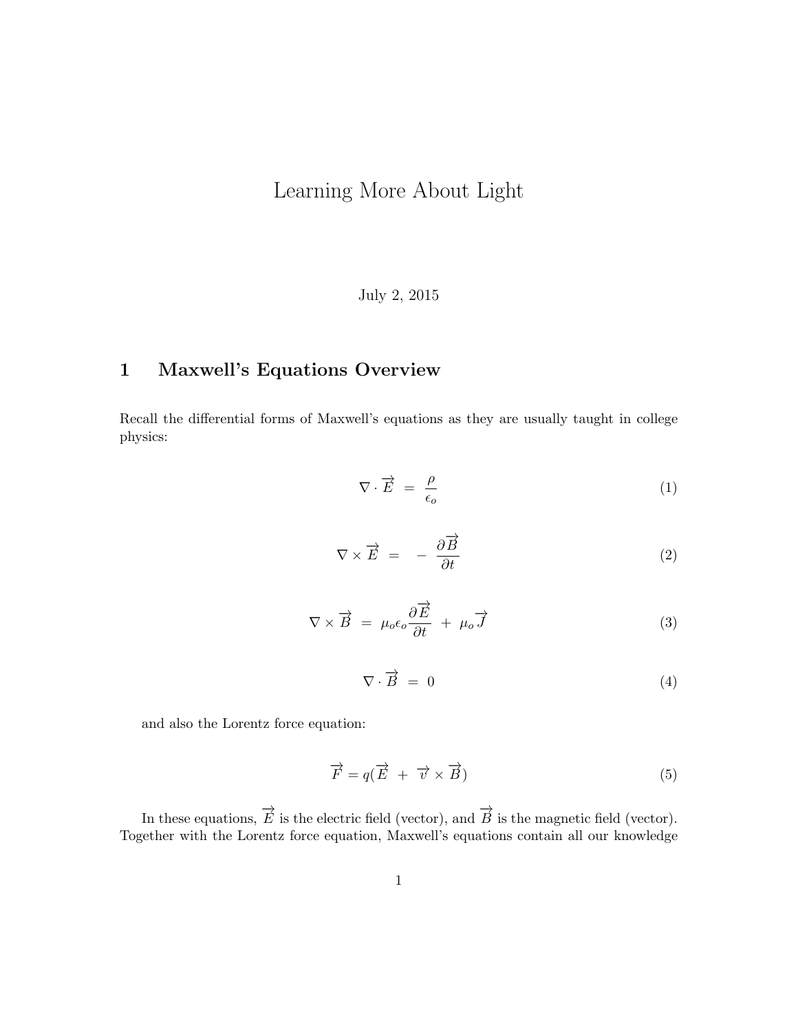# Learning More About Light

July 2, 2015

## 1 Maxwell's Equations Overview

Recall the differential forms of Maxwell's equations as they are usually taught in college physics:

$$\nabla \cdot \overrightarrow{E} = \frac{\rho}{\epsilon_o} \tag{1}$$

$$\nabla \times \overrightarrow{E} = -\frac{\partial \overrightarrow{B}}{\partial t} \tag{2}$$

$$\nabla \times \overrightarrow{B} = \mu_o \epsilon_o \frac{\partial \overrightarrow{E}}{\partial t} + \mu_o \overrightarrow{J} \tag{3}$$

$$\nabla \cdot \overrightarrow{B} = 0 \tag{4}$$

and also the Lorentz force equation:

$$\overrightarrow{F} = q(\overrightarrow{E} + \overrightarrow{v} \times \overrightarrow{B}) \tag{5}$$

In these equations, $\overrightarrow{E}$ is the electric field (vector), and $\overrightarrow{B}$ is the magnetic field (vector). Together with the Lorentz force equation, Maxwell's equations contain all our knowledge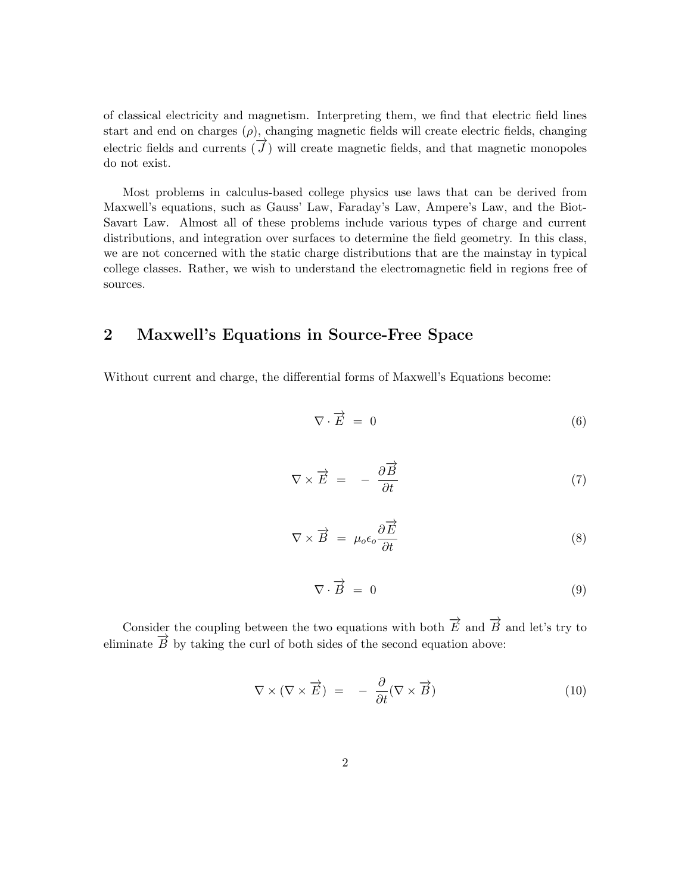of classical electricity and magnetism. Interpreting them, we find that electric field lines start and end on charges ($\rho$), changing magnetic fields will create electric fields, changing electric fields and currents ($\overrightarrow{J}$) will create magnetic fields, and that magnetic monopoles do not exist.

Most problems in calculus-based college physics use laws that can be derived from Maxwell's equations, such as Gauss' Law, Faraday's Law, Ampere's Law, and the Biot-Savart Law. Almost all of these problems include various types of charge and current distributions, and integration over surfaces to determine the field geometry. In this class, we are not concerned with the static charge distributions that are the mainstay in typical college classes. Rather, we wish to understand the electromagnetic field in regions free of sources.

## 2 Maxwell's Equations in Source-Free Space

Without current and charge, the differential forms of Maxwell's Equations become:

$$\nabla \cdot \overrightarrow{E} = 0 \tag{6}$$

$$\nabla \times \overrightarrow{E} = -\frac{\partial \overrightarrow{B}}{\partial t} \tag{7}$$

$$\nabla \times \overrightarrow{B} = \mu_o \epsilon_o \frac{\partial \overrightarrow{E}}{\partial t} \tag{8}$$

$$\nabla \cdot \overrightarrow{B} = 0 \tag{9}$$

Consider the coupling between the two equations with both $\overrightarrow{E}$ and $\overrightarrow{B}$ and let's try to eliminate $\overrightarrow{B}$ by taking the curl of both sides of the second equation above:

$$\nabla \times (\nabla \times \overrightarrow{E}) = -\frac{\partial}{\partial t}(\nabla \times \overrightarrow{B}) \tag{10}$$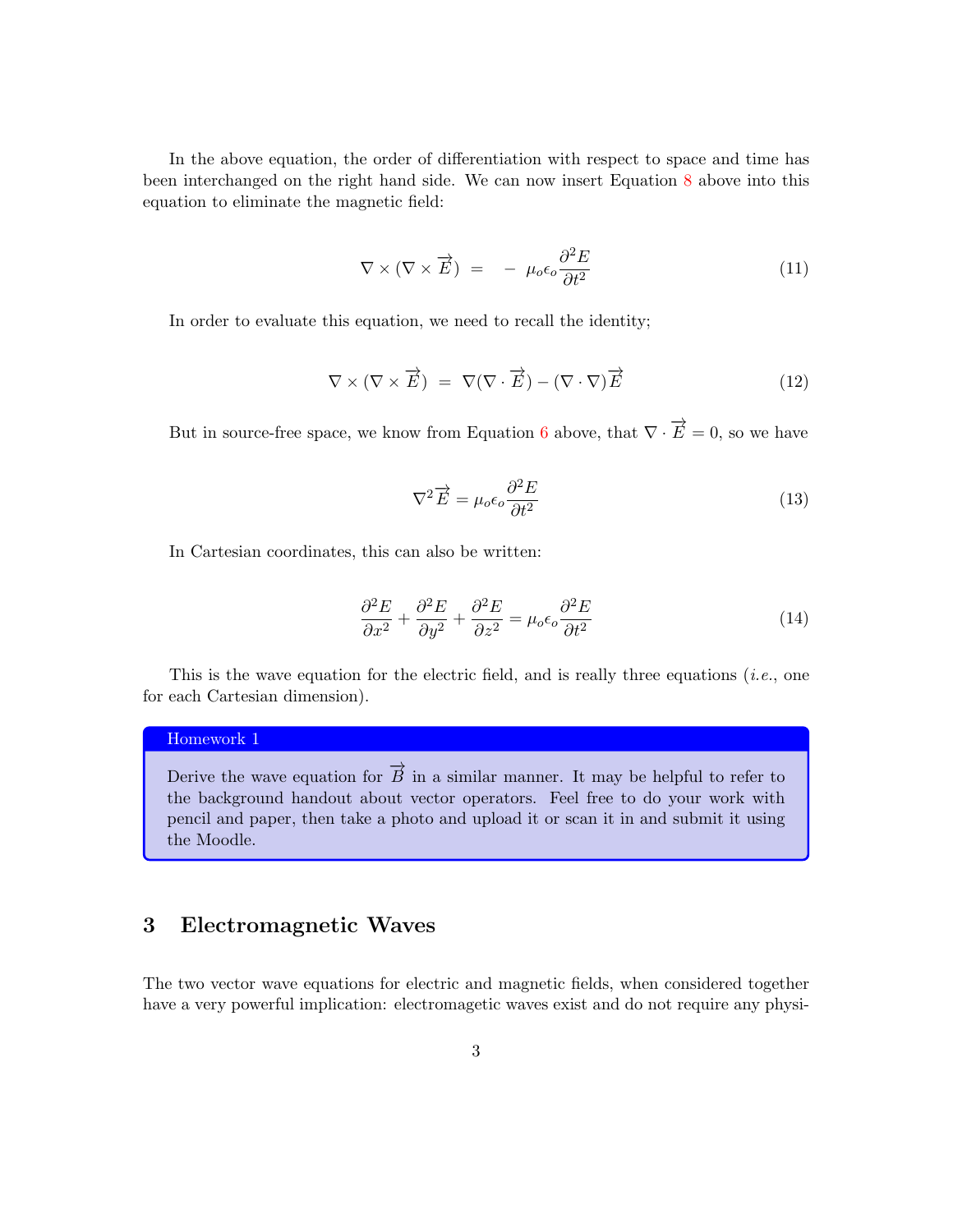In the above equation, the order of differentiation with respect to space and time has been interchanged on the right hand side. We can now insert Equation 8 above into this equation to eliminate the magnetic field:

$$\nabla \times (\nabla \times \overrightarrow{E}) \;=\; -\; \mu_o \epsilon_o \frac{\partial^2 E}{\partial t^2} \tag{11}$$

In order to evaluate this equation, we need to recall the identity;

$$\nabla \times (\nabla \times \overrightarrow{E}) \;=\; \nabla(\nabla \cdot \overrightarrow{E}) - (\nabla \cdot \nabla)\overrightarrow{E} \tag{12}$$

But in source-free space, we know from Equation 6 above, that $\nabla \cdot \overrightarrow{E} = 0$, so we have

$$\nabla^2 \overrightarrow{E} = \mu_o \epsilon_o \frac{\partial^2 E}{\partial t^2} \tag{13}$$

In Cartesian coordinates, this can also be written:

$$\frac{\partial^2 E}{\partial x^2} + \frac{\partial^2 E}{\partial y^2} + \frac{\partial^2 E}{\partial z^2} = \mu_o \epsilon_o \frac{\partial^2 E}{\partial t^2} \tag{14}$$

This is the wave equation for the electric field, and is really three equations (*i.e.*, one for each Cartesian dimension).

> **Homework 1**
>
> Derive the wave equation for $\overrightarrow{B}$ in a similar manner. It may be helpful to refer to the background handout about vector operators. Feel free to do your work with pencil and paper, then take a photo and upload it or scan it in and submit it using the Moodle.

## 3 Electromagnetic Waves

The two vector wave equations for electric and magnetic fields, when considered together have a very powerful implication: electromagetic waves exist and do not require any physi-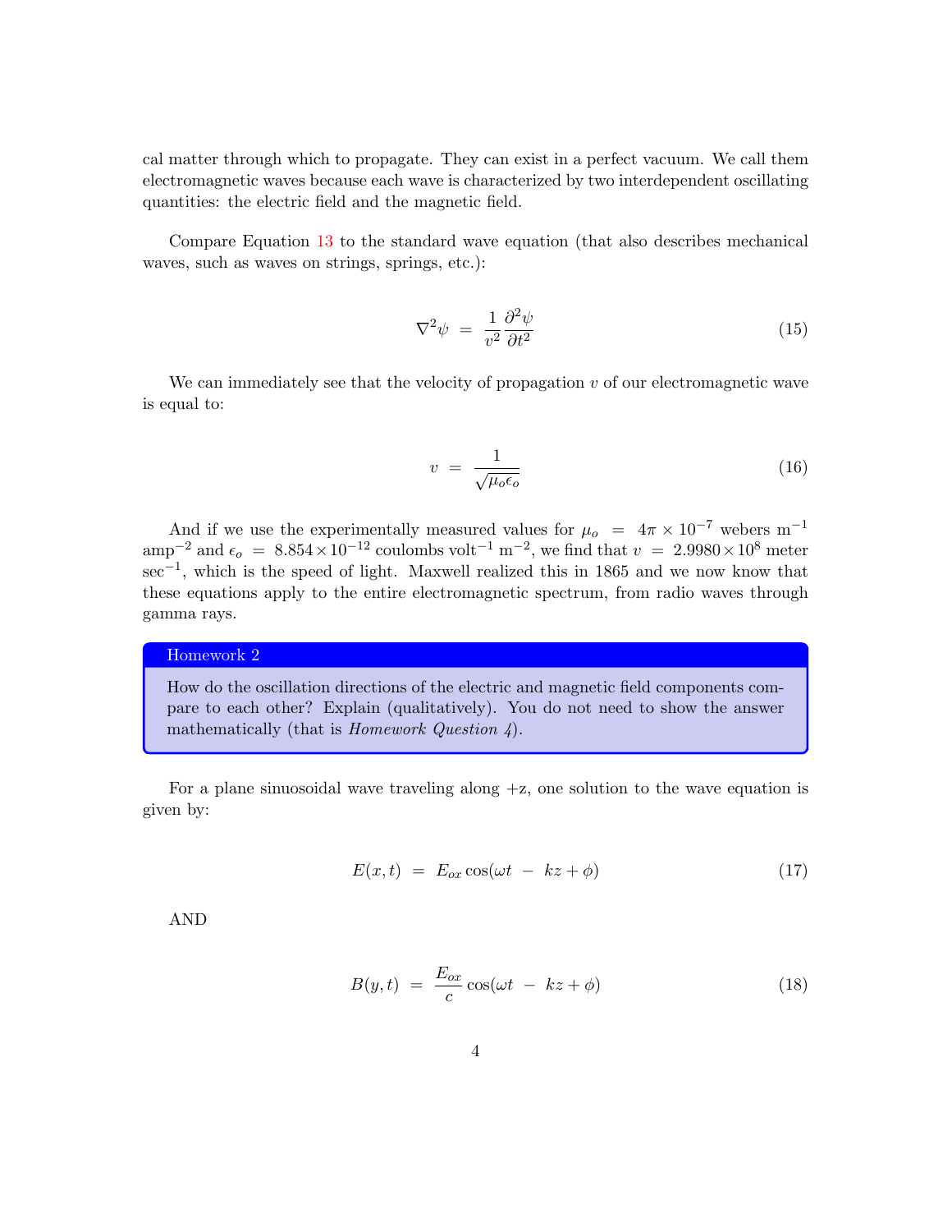cal matter through which to propagate. They can exist in a perfect vacuum. We call them electromagnetic waves because each wave is characterized by two interdependent oscillating quantities: the electric field and the magnetic field.

Compare Equation 13 to the standard wave equation (that also describes mechanical waves, such as waves on strings, springs, etc.):

$$\nabla^2 \psi \;=\; \frac{1}{v^2}\frac{\partial^2 \psi}{\partial t^2} \tag{15}$$

We can immediately see that the velocity of propagation $v$ of our electromagnetic wave is equal to:

$$v \;=\; \frac{1}{\sqrt{\mu_o \epsilon_o}} \tag{16}$$

And if we use the experimentally measured values for $\mu_o \;=\; 4\pi \times 10^{-7}$ webers m$^{-1}$ amp$^{-2}$ and $\epsilon_o \;=\; 8.854 \times 10^{-12}$ coulombs volt$^{-1}$ m$^{-2}$, we find that $v \;=\; 2.9980 \times 10^{8}$ meter sec$^{-1}$, which is the speed of light. Maxwell realized this in 1865 and we now know that these equations apply to the entire electromagnetic spectrum, from radio waves through gamma rays.

**Homework 2**

How do the oscillation directions of the electric and magnetic field components compare to each other? Explain (qualitatively). You do not need to show the answer mathematically (that is *Homework Question 4*).

For a plane sinuosoidal wave traveling along +z, one solution to the wave equation is given by:

$$E(x,t) \;=\; E_{ox}\cos(\omega t \;-\; kz + \phi) \tag{17}$$

AND

$$B(y,t) \;=\; \frac{E_{ox}}{c}\cos(\omega t \;-\; kz + \phi) \tag{18}$$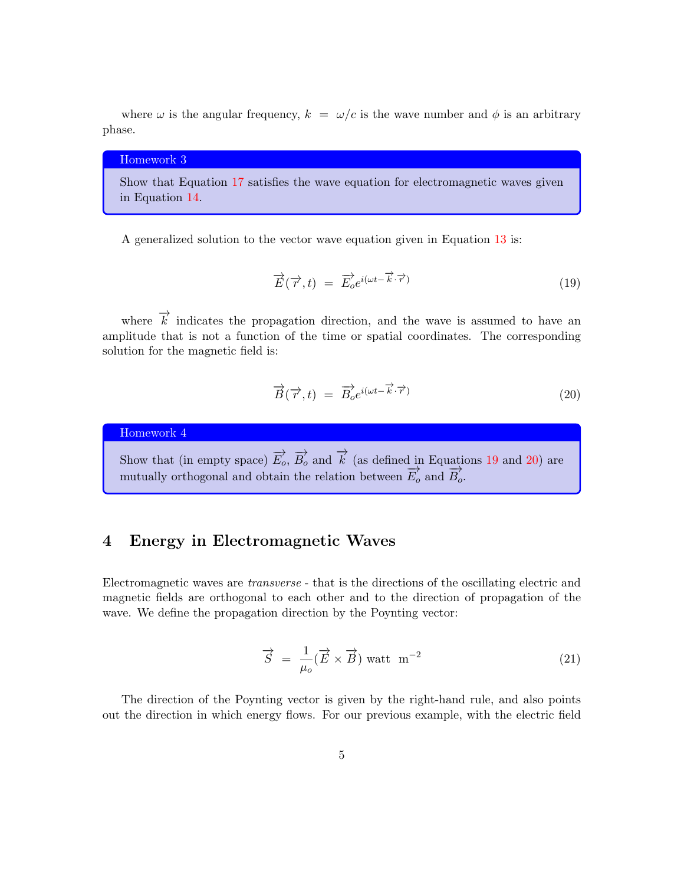where $\omega$ is the angular frequency, $k = \omega/c$ is the wave number and $\phi$ is an arbitrary phase.

**Homework 3**

Show that Equation 17 satisfies the wave equation for electromagnetic waves given in Equation 14.

A generalized solution to the vector wave equation given in Equation 13 is:

$$\overrightarrow{E}(\overrightarrow{r}, t) = \overrightarrow{E_o} e^{i(\omega t - \overrightarrow{k} \cdot \overrightarrow{r})} \tag{19}$$

where $\overrightarrow{k}$ indicates the propagation direction, and the wave is assumed to have an amplitude that is not a function of the time or spatial coordinates. The corresponding solution for the magnetic field is:

$$\overrightarrow{B}(\overrightarrow{r}, t) = \overrightarrow{B_o} e^{i(\omega t - \overrightarrow{k} \cdot \overrightarrow{r})} \tag{20}$$

**Homework 4**

Show that (in empty space) $\overrightarrow{E_o}$, $\overrightarrow{B_o}$ and $\overrightarrow{k}$ (as defined in Equations 19 and 20) are mutually orthogonal and obtain the relation between $\overrightarrow{E_o}$ and $\overrightarrow{B_o}$.

## 4 Energy in Electromagnetic Waves

Electromagnetic waves are *transverse* - that is the directions of the oscillating electric and magnetic fields are orthogonal to each other and to the direction of propagation of the wave. We define the propagation direction by the Poynting vector:

$$\overrightarrow{S} = \frac{1}{\mu_o}(\overrightarrow{E} \times \overrightarrow{B}) \text{ watt m}^{-2} \tag{21}$$

The direction of the Poynting vector is given by the right-hand rule, and also points out the direction in which energy flows. For our previous example, with the electric field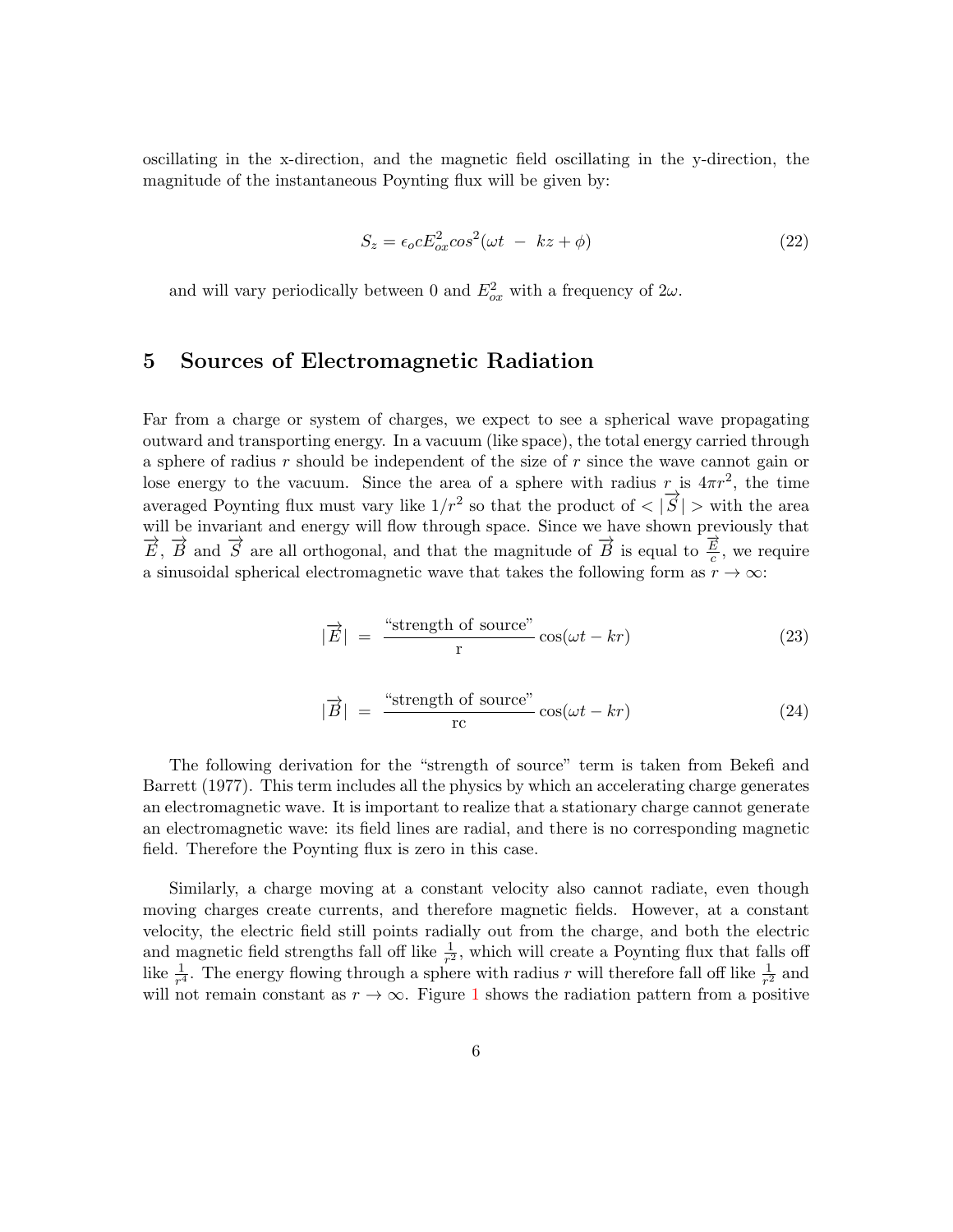oscillating in the x-direction, and the magnetic field oscillating in the y-direction, the magnitude of the instantaneous Poynting flux will be given by:

$$S_z = \epsilon_o c E_{ox}^2 cos^2(\omega t \; - \; kz + \phi) \tag{22}$$

and will vary periodically between 0 and $E_{ox}^2$ with a frequency of $2\omega$.

## 5 Sources of Electromagnetic Radiation

Far from a charge or system of charges, we expect to see a spherical wave propagating outward and transporting energy. In a vacuum (like space), the total energy carried through a sphere of radius $r$ should be independent of the size of $r$ since the wave cannot gain or lose energy to the vacuum. Since the area of a sphere with radius $r$ is $4\pi r^2$, the time averaged Poynting flux must vary like $1/r^2$ so that the product of $<|\overrightarrow{S}|>$ with the area will be invariant and energy will flow through space. Since we have shown previously that $\overrightarrow{E}$, $\overrightarrow{B}$ and $\overrightarrow{S}$ are all orthogonal, and that the magnitude of $\overrightarrow{B}$ is equal to $\frac{\overrightarrow{E}}{c}$, we require a sinusoidal spherical electromagnetic wave that takes the following form as $r \to \infty$:

$$|\overrightarrow{E}| \;=\; \frac{\text{“strength of source”}}{\text{r}} \cos(\omega t - kr) \tag{23}$$

$$|\overrightarrow{B}| \;=\; \frac{\text{“strength of source”}}{\text{rc}} \cos(\omega t - kr) \tag{24}$$

The following derivation for the “strength of source” term is taken from Bekefi and Barrett (1977). This term includes all the physics by which an accelerating charge generates an electromagnetic wave. It is important to realize that a stationary charge cannot generate an electromagnetic wave: its field lines are radial, and there is no corresponding magnetic field. Therefore the Poynting flux is zero in this case.

Similarly, a charge moving at a constant velocity also cannot radiate, even though moving charges create currents, and therefore magnetic fields. However, at a constant velocity, the electric field still points radially out from the charge, and both the electric and magnetic field strengths fall off like $\frac{1}{r^2}$, which will create a Poynting flux that falls off like $\frac{1}{r^4}$. The energy flowing through a sphere with radius $r$ will therefore fall off like $\frac{1}{r^2}$ and will not remain constant as $r \to \infty$. Figure 1 shows the radiation pattern from a positive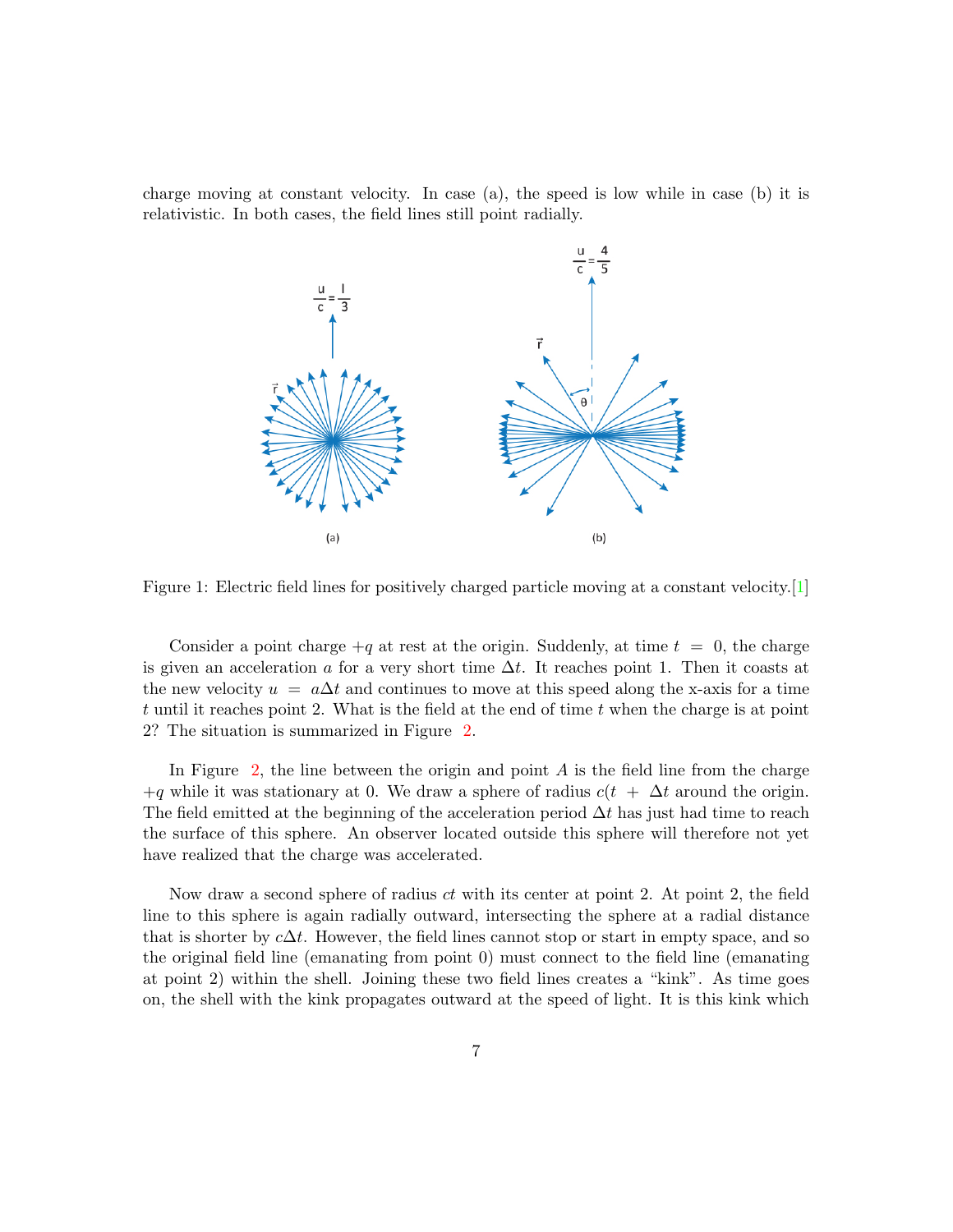charge moving at constant velocity. In case (a), the speed is low while in case (b) it is relativistic. In both cases, the field lines still point radially.

Figure 1: Electric field lines for positively charged particle moving at a constant velocity.[1]

Consider a point charge $+q$ at rest at the origin. Suddenly, at time $t = 0$, the charge is given an acceleration $a$ for a very short time $\Delta t$. It reaches point 1. Then it coasts at the new velocity $u = a\Delta t$ and continues to move at this speed along the x-axis for a time $t$ until it reaches point 2. What is the field at the end of time $t$ when the charge is at point 2? The situation is summarized in Figure 2.

In Figure 2, the line between the origin and point $A$ is the field line from the charge $+q$ while it was stationary at 0. We draw a sphere of radius $c(t + \Delta t$ around the origin. The field emitted at the beginning of the acceleration period $\Delta t$ has just had time to reach the surface of this sphere. An observer located outside this sphere will therefore not yet have realized that the charge was accelerated.

Now draw a second sphere of radius $ct$ with its center at point 2. At point 2, the field line to this sphere is again radially outward, intersecting the sphere at a radial distance that is shorter by $c\Delta t$. However, the field lines cannot stop or start in empty space, and so the original field line (emanating from point 0) must connect to the field line (emanating at point 2) within the shell. Joining these two field lines creates a "kink". As time goes on, the shell with the kink propagates outward at the speed of light. It is this kink which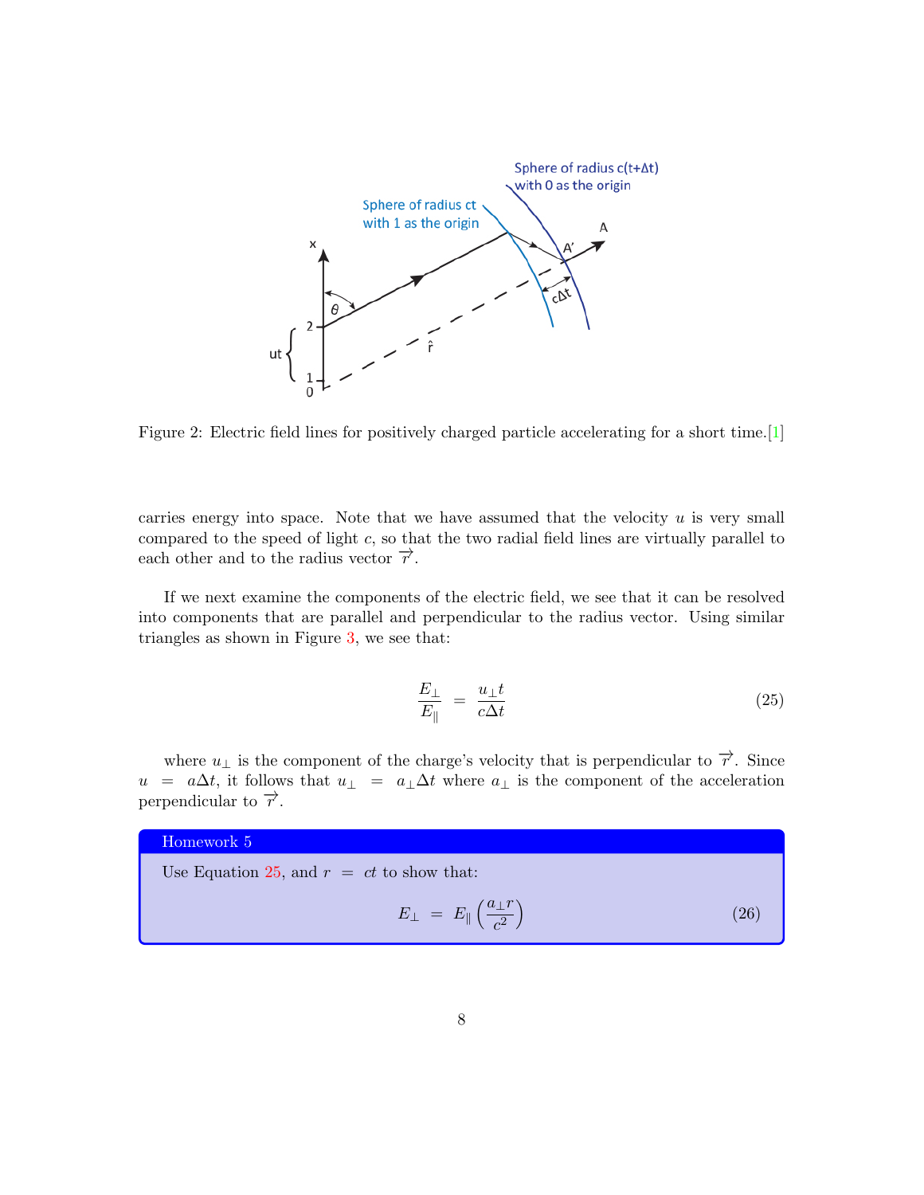Figure 2: Electric field lines for positively charged particle accelerating for a short time.[1]

carries energy into space. Note that we have assumed that the velocity $u$ is very small compared to the speed of light $c$, so that the two radial field lines are virtually parallel to each other and to the radius vector $\overrightarrow{r}$.

If we next examine the components of the electric field, we see that it can be resolved into components that are parallel and perpendicular to the radius vector. Using similar triangles as shown in Figure 3, we see that:

$$\frac{E_{\perp}}{E_{\parallel}} = \frac{u_{\perp} t}{c\Delta t} \tag{25}$$

where $u_{\perp}$ is the component of the charge's velocity that is perpendicular to $\overrightarrow{r}$. Since $u = a\Delta t$, it follows that $u_{\perp} = a_{\perp}\Delta t$ where $a_{\perp}$ is the component of the acceleration perpendicular to $\overrightarrow{r}$.

**Homework 5**

Use Equation 25, and $r = ct$ to show that:

$$E_{\perp} = E_{\parallel}\left(\frac{a_{\perp} r}{c^2}\right) \tag{26}$$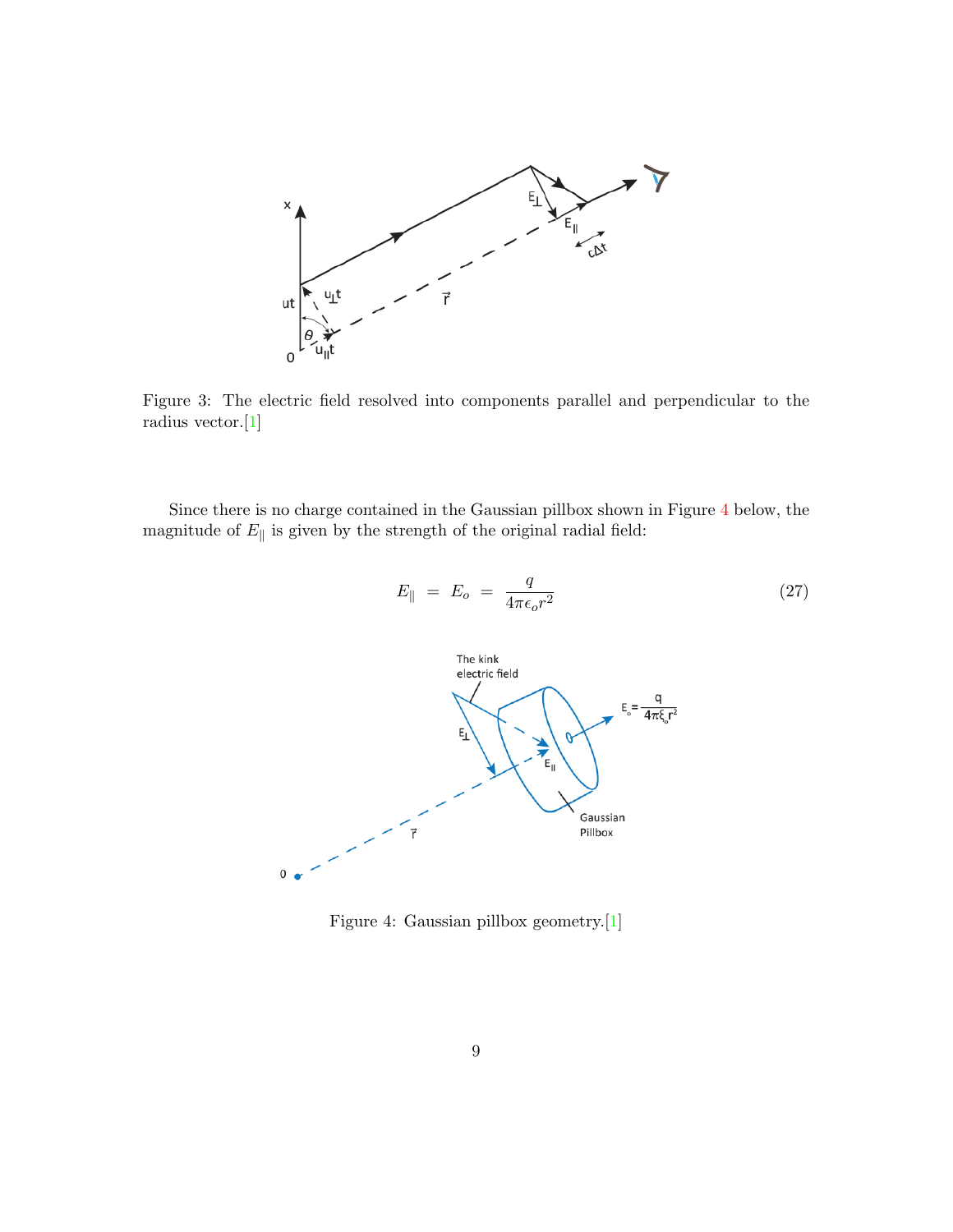Figure 3: The electric field resolved into components parallel and perpendicular to the radius vector.[1]

Since there is no charge contained in the Gaussian pillbox shown in Figure 4 below, the magnitude of $E_{\|}$ is given by the strength of the original radial field:

$$E_{\|} \; = \; E_o \; = \; \frac{q}{4\pi\epsilon_o r^2} \tag{27}$$

Figure 4: Gaussian pillbox geometry.[1]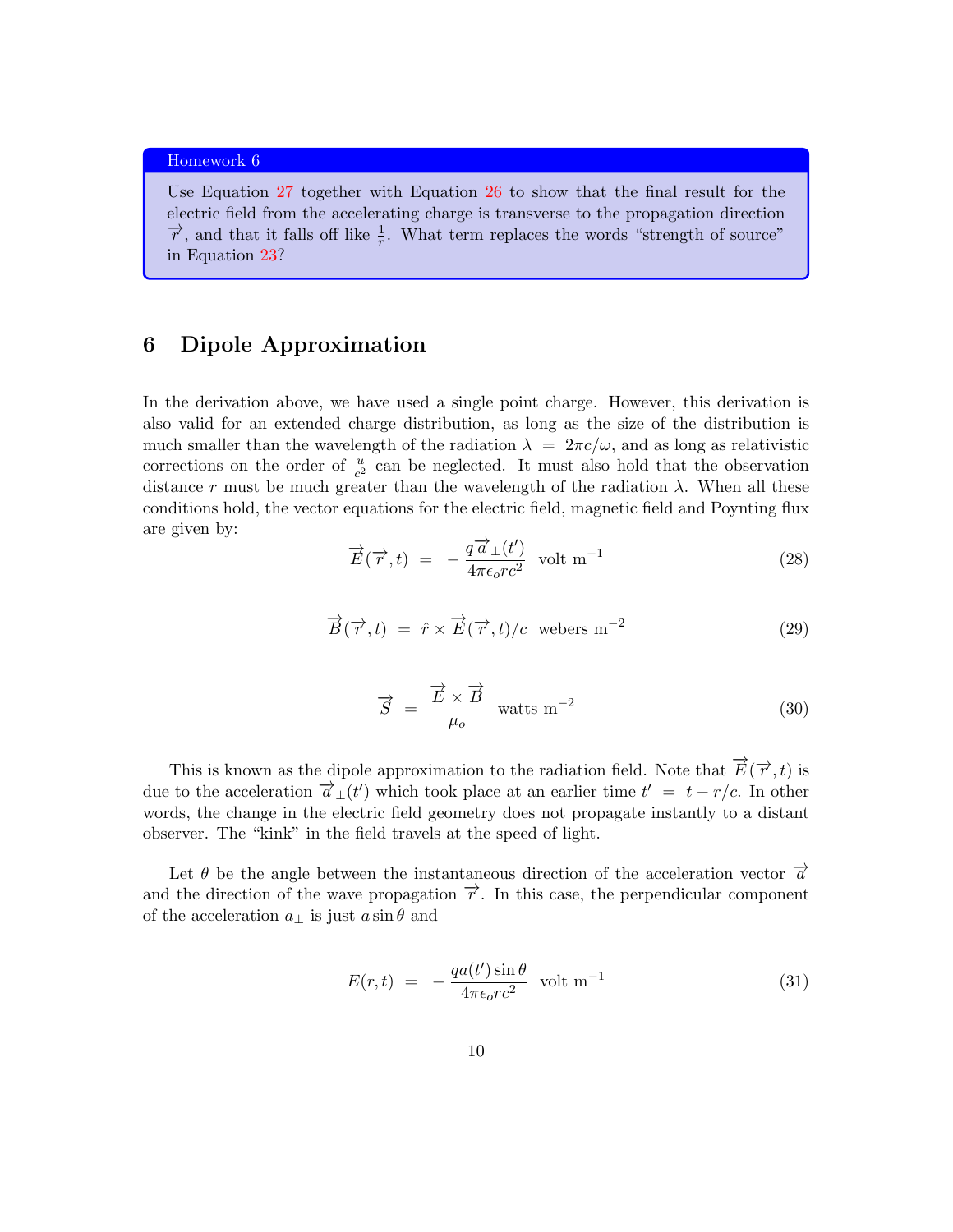**Homework 6**

Use Equation 27 together with Equation 26 to show that the final result for the electric field from the accelerating charge is transverse to the propagation direction $\vec{r}$, and that it falls off like $\frac{1}{r}$. What term replaces the words "strength of source" in Equation 23?

## 6 Dipole Approximation

In the derivation above, we have used a single point charge. However, this derivation is also valid for an extended charge distribution, as long as the size of the distribution is much smaller than the wavelength of the radiation $\lambda = 2\pi c/\omega$, and as long as relativistic corrections on the order of $\frac{u}{c^2}$ can be neglected. It must also hold that the observation distance $r$ must be much greater than the wavelength of the radiation $\lambda$. When all these conditions hold, the vector equations for the electric field, magnetic field and Poynting flux are given by:

$$\vec{E}(\vec{r},t) \;=\; -\frac{q\,\vec{a}_{\perp}(t')}{4\pi\epsilon_o r c^2} \;\; \text{volt m}^{-1} \tag{28}$$

$$\vec{B}(\vec{r},t) \;=\; \hat{r}\times\vec{E}(\vec{r},t)/c \;\; \text{webers m}^{-2} \tag{29}$$

$$\vec{S} \;=\; \frac{\vec{E}\times\vec{B}}{\mu_o} \;\; \text{watts m}^{-2} \tag{30}$$

This is known as the dipole approximation to the radiation field. Note that $\vec{E}(\vec{r},t)$ is due to the acceleration $\vec{a}_{\perp}(t')$ which took place at an earlier time $t' = t - r/c$. In other words, the change in the electric field geometry does not propagate instantly to a distant observer. The "kink" in the field travels at the speed of light.

Let $\theta$ be the angle between the instantaneous direction of the acceleration vector $\vec{a}$ and the direction of the wave propagation $\vec{r}$. In this case, the perpendicular component of the acceleration $a_{\perp}$ is just $a\sin\theta$ and

$$E(r,t) \;=\; -\frac{q a(t')\sin\theta}{4\pi\epsilon_o r c^2} \;\; \text{volt m}^{-1} \tag{31}$$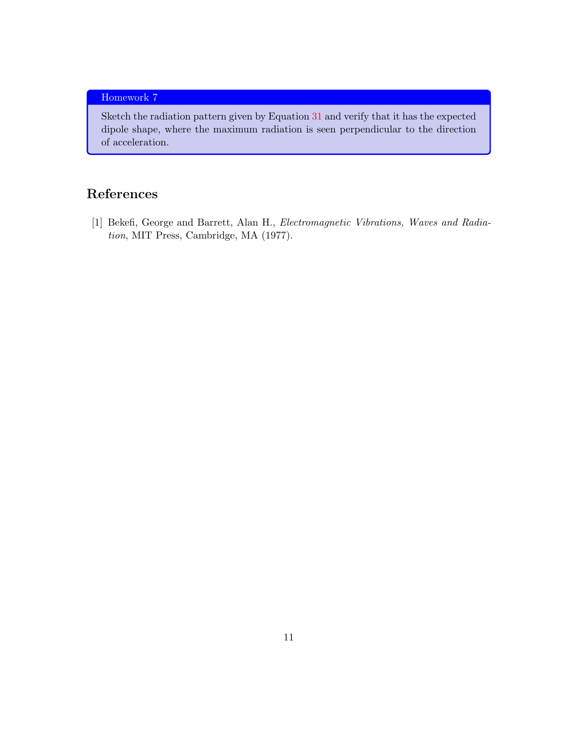**Homework 7**

Sketch the radiation pattern given by Equation 31 and verify that it has the expected dipole shape, where the maximum radiation is seen perpendicular to the direction of acceleration.

## References

[1] Bekefi, George and Barrett, Alan H., *Electromagnetic Vibrations, Waves and Radiation*, MIT Press, Cambridge, MA (1977).